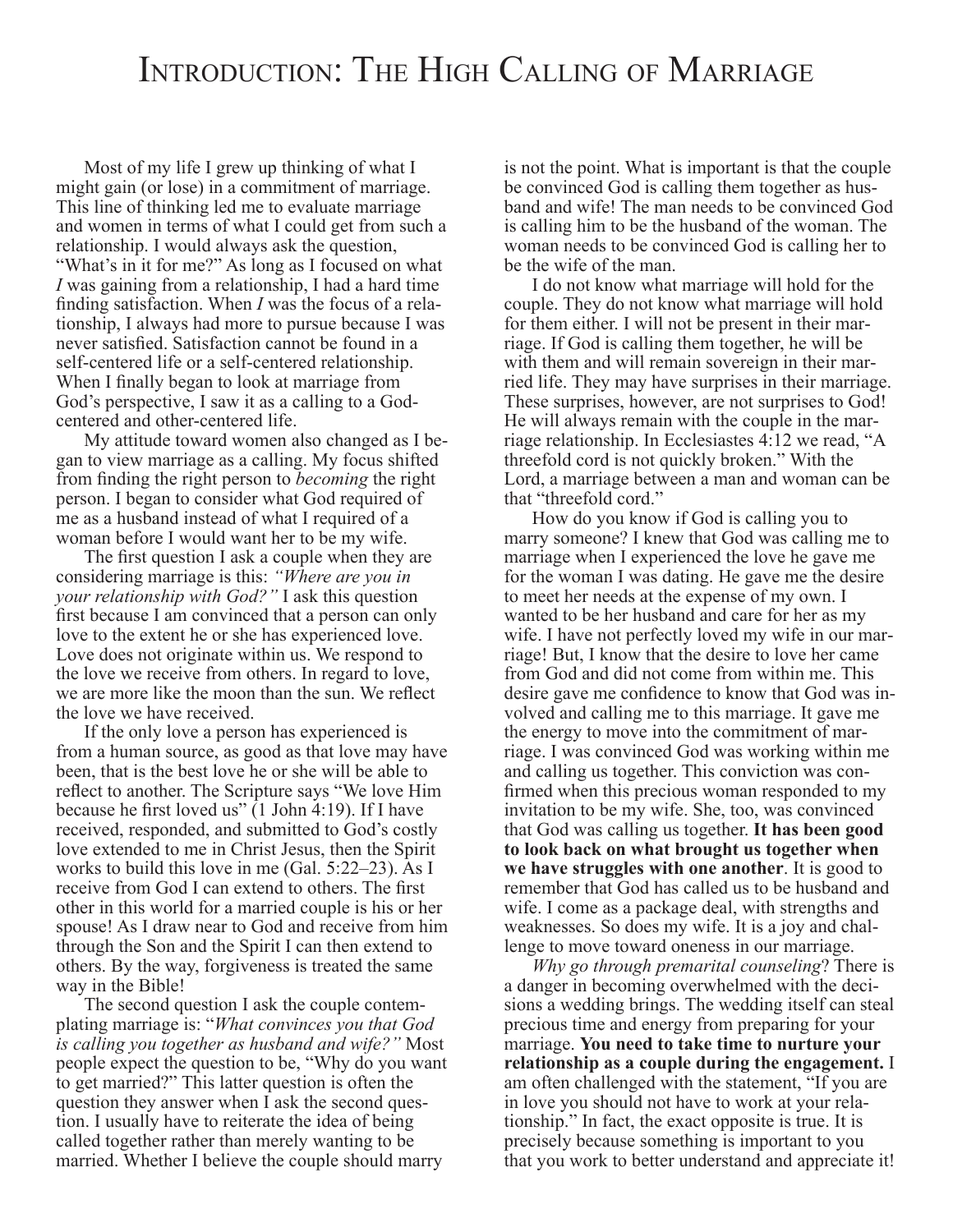# Introduction: The High Calling of Marriage

Most of my life I grew up thinking of what I might gain (or lose) in a commitment of marriage. This line of thinking led me to evaluate marriage and women in terms of what I could get from such a relationship. I would always ask the question, "What's in it for me?" As long as I focused on what *I* was gaining from a relationship, I had a hard time finding satisfaction. When *I* was the focus of a relationship, I always had more to pursue because I was never satisfied. Satisfaction cannot be found in a self-centered life or a self-centered relationship. When I finally began to look at marriage from God's perspective, I saw it as a calling to a God-centered and other-centered life.

My attitude toward women also changed as I began to view marriage as a calling. My focus shifted from finding the right person to *becoming* the right person. I began to consider what God required of me as a husband instead of what I required of a woman before I would want her to be my wife.

The first question I ask a couple when they are considering marriage is this: *"Where are you in your relationship with God?"* I ask this question first because I am convinced that a person can only love to the extent he or she has experienced love. Love does not originate within us. We respond to the love we receive from others. In regard to love, we are more like the moon than the sun. We reflect the love we have received.

If the only love a person has experienced is from a human source, as good as that love may have been, that is the best love he or she will be able to reflect to another. The Scripture says "We love Him because he first loved us" (1 John 4:19). If I have received, responded, and submitted to God's costly love extended to me in Christ Jesus, then the Spirit works to build this love in me (Gal. 5:22–23). As I receive from God I can extend to others. The first other in this world for a married couple is his or her spouse! As I draw near to God and receive from him through the Son and the Spirit I can then extend to others. By the way, forgiveness is treated the same way in the Bible!

The second question I ask the couple contemplating marriage is: "*What convinces you that God is calling you together as husband and wife?"* Most people expect the question to be, "Why do you want to get married?" This latter question is often the question they answer when I ask the second question. I usually have to reiterate the idea of being called together rather than merely wanting to be married. Whether I believe the couple should marry is not the point. What is important is that the couple be convinced God is calling them together as husband and wife! The man needs to be convinced God is calling him to be the husband of the woman. The woman needs to be convinced God is calling her to be the wife of the man.

I do not know what marriage will hold for the couple. They do not know what marriage will hold for them either. I will not be present in their marriage. If God is calling them together, he will be with them and will remain sovereign in their married life. They may have surprises in their marriage. These surprises, however, are not surprises to God! He will always remain with the couple in the marriage relationship. In Ecclesiastes 4:12 we read, "A threefold cord is not quickly broken." With the Lord, a marriage between a man and woman can be that "threefold cord."

How do you know if God is calling you to marry someone? I knew that God was calling me to marriage when I experienced the love he gave me for the woman I was dating. He gave me the desire to meet her needs at the expense of my own. I wanted to be her husband and care for her as my wife. I have not perfectly loved my wife in our marriage! But, I know that the desire to love her came from God and did not come from within me. This desire gave me confidence to know that God was involved and calling me to this marriage. It gave me the energy to move into the commitment of marriage. I was convinced God was working within me and calling us together. This conviction was confirmed when this precious woman responded to my invitation to be my wife. She, too, was convinced that God was calling us together. **It has been good to look back on what brought us together when we have struggles with one another**. It is good to remember that God has called us to be husband and wife. I come as a package deal, with strengths and weaknesses. So does my wife. It is a joy and challenge to move toward oneness in our marriage.

*Why go through premarital counseling*? There is a danger in becoming overwhelmed with the decisions a wedding brings. The wedding itself can steal precious time and energy from preparing for your marriage. **You need to take time to nurture your relationship as a couple during the engagement.** I am often challenged with the statement, "If you are in love you should not have to work at your relationship." In fact, the exact opposite is true. It is precisely because something is important to you that you work to better understand and appreciate it!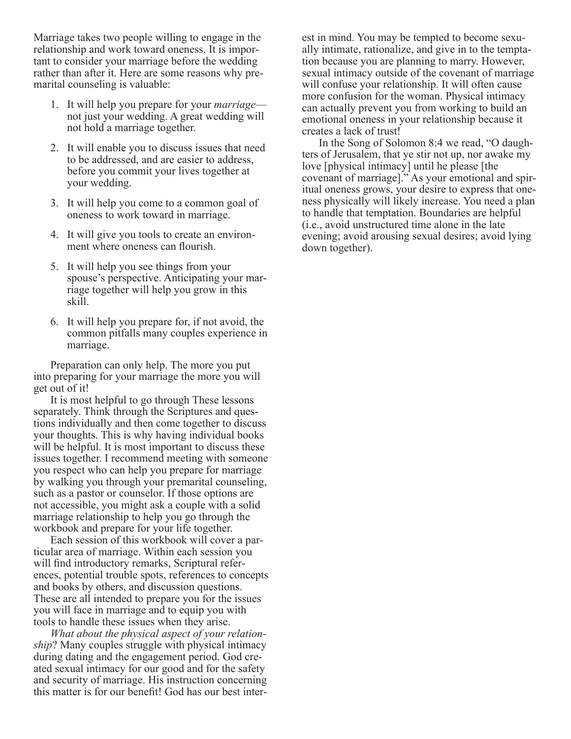Marriage takes two people willing to engage in the relationship and work toward oneness. It is important to consider your marriage before the wedding rather than after it. Here are some reasons why premarital counseling is valuable:

1. It will help you prepare for your *marriage*—not just your wedding. A great wedding will not hold a marriage together.
2. It will enable you to discuss issues that need to be addressed, and are easier to address, before you commit your lives together at your wedding.
3. It will help you come to a common goal of oneness to work toward in marriage.
4. It will give you tools to create an environment where oneness can flourish.
5. It will help you see things from your spouse's perspective. Anticipating your marriage together will help you grow in this skill.
6. It will help you prepare for, if not avoid, the common pitfalls many couples experience in marriage.

Preparation can only help. The more you put into preparing for your marriage the more you will get out of it!

It is most helpful to go through These lessons separately. Think through the Scriptures and questions individually and then come together to discuss your thoughts. This is why having individual books will be helpful. It is most important to discuss these issues together. I recommend meeting with someone you respect who can help you prepare for marriage by walking you through your premarital counseling, such as a pastor or counselor. If those options are not accessible, you might ask a couple with a solid marriage relationship to help you go through the workbook and prepare for your life together.

Each session of this workbook will cover a particular area of marriage. Within each session you will find introductory remarks, Scriptural references, potential trouble spots, references to concepts and books by others, and discussion questions. These are all intended to prepare you for the issues you will face in marriage and to equip you with tools to handle these issues when they arise.

*What about the physical aspect of your relationship*? Many couples struggle with physical intimacy during dating and the engagement period. God created sexual intimacy for our good and for the safety and security of marriage. His instruction concerning this matter is for our benefit! God has our best interest in mind. You may be tempted to become sexually intimate, rationalize, and give in to the temptation because you are planning to marry. However, sexual intimacy outside of the covenant of marriage will confuse your relationship. It will often cause more confusion for the woman. Physical intimacy can actually prevent you from working to build an emotional oneness in your relationship because it creates a lack of trust!

In the Song of Solomon 8:4 we read, "O daughters of Jerusalem, that ye stir not up, nor awake my love [physical intimacy] until he please [the covenant of marriage]." As your emotional and spiritual oneness grows, your desire to express that oneness physically will likely increase. You need a plan to handle that temptation. Boundaries are helpful (i.e., avoid unstructured time alone in the late evening; avoid arousing sexual desires; avoid lying down together).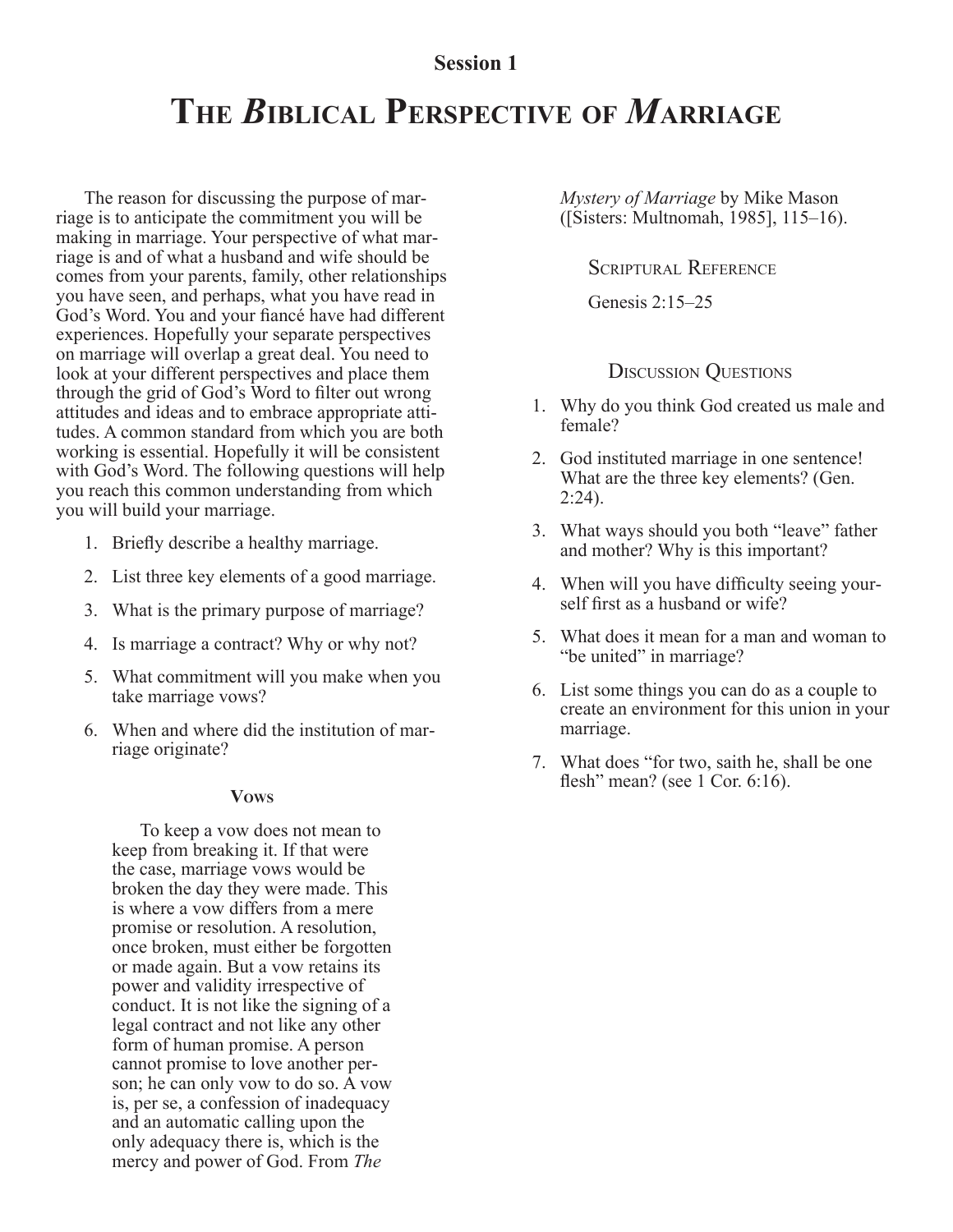**Session 1**

# The *B*iblical Perspective of *M*arriage

The reason for discussing the purpose of marriage is to anticipate the commitment you will be making in marriage. Your perspective of what marriage is and of what a husband and wife should be comes from your parents, family, other relationships you have seen, and perhaps, what you have read in God's Word. You and your fiancé have had different experiences. Hopefully your separate perspectives on marriage will overlap a great deal. You need to look at your different perspectives and place them through the grid of God's Word to filter out wrong attitudes and ideas and to embrace appropriate attitudes. A common standard from which you are both working is essential. Hopefully it will be consistent with God's Word. The following questions will help you reach this common understanding from which you will build your marriage.

1. Briefly describe a healthy marriage.
2. List three key elements of a good marriage.
3. What is the primary purpose of marriage?
4. Is marriage a contract? Why or why not?
5. What commitment will you make when you take marriage vows?
6. When and where did the institution of marriage originate?

**Vows**

> To keep a vow does not mean to keep from breaking it. If that were the case, marriage vows would be broken the day they were made. This is where a vow differs from a mere promise or resolution. A resolution, once broken, must either be forgotten or made again. But a vow retains its power and validity irrespective of conduct. It is not like the signing of a legal contract and not like any other form of human promise. A person cannot promise to love another person; he can only vow to do so. A vow is, per se, a confession of inadequacy and an automatic calling upon the only adequacy there is, which is the mercy and power of God. From *The Mystery of Marriage* by Mike Mason ([Sisters: Multnomah, 1985], 115–16).

Scriptural Reference

Genesis 2:15–25

Discussion Questions

1. Why do you think God created us male and female?
2. God instituted marriage in one sentence! What are the three key elements? (Gen. 2:24).
3. What ways should you both "leave" father and mother? Why is this important?
4. When will you have difficulty seeing yourself first as a husband or wife?
5. What does it mean for a man and woman to "be united" in marriage?
6. List some things you can do as a couple to create an environment for this union in your marriage.
7. What does "for two, saith he, shall be one flesh" mean? (see 1 Cor. 6:16).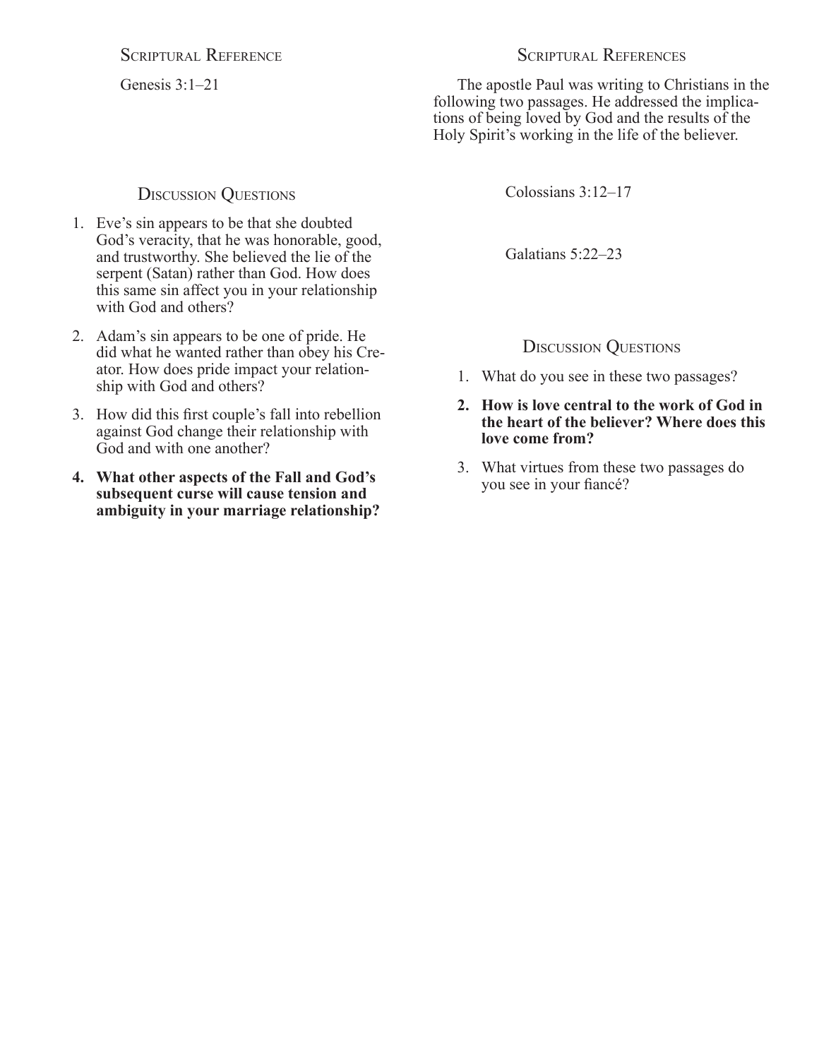## Scriptural Reference

Genesis 3:1–21

## Discussion Questions

1. Eve's sin appears to be that she doubted God's veracity, that he was honorable, good, and trustworthy. She believed the lie of the serpent (Satan) rather than God. How does this same sin affect you in your relationship with God and others?
2. Adam's sin appears to be one of pride. He did what he wanted rather than obey his Creator. How does pride impact your relationship with God and others?
3. How did this first couple's fall into rebellion against God change their relationship with God and with one another?
4. **What other aspects of the Fall and God's subsequent curse will cause tension and ambiguity in your marriage relationship?**

## Scriptural References

The apostle Paul was writing to Christians in the following two passages. He addressed the implications of being loved by God and the results of the Holy Spirit's working in the life of the believer.

Colossians 3:12–17

Galatians 5:22–23

## Discussion Questions

1. What do you see in these two passages?
2. **How is love central to the work of God in the heart of the believer? Where does this love come from?**
3. What virtues from these two passages do you see in your fiancé?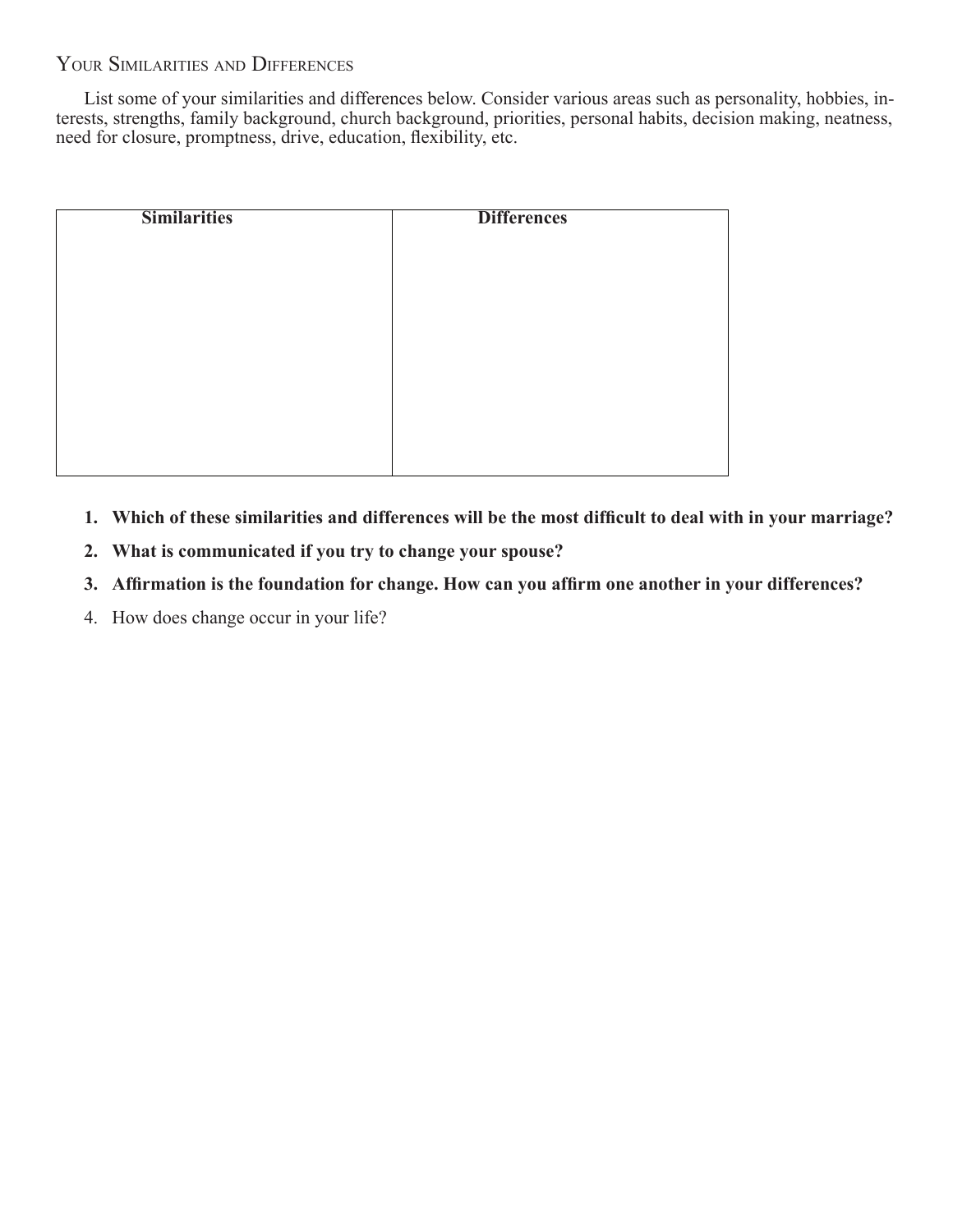## Your Similarities and Differences

List some of your similarities and differences below. Consider various areas such as personality, hobbies, interests, strengths, family background, church background, priorities, personal habits, decision making, neatness, need for closure, promptness, drive, education, flexibility, etc.

| Similarities | Differences |
|---|---|
| | |

1. **Which of these similarities and differences will be the most difficult to deal with in your marriage?**
2. **What is communicated if you try to change your spouse?**
3. **Affirmation is the foundation for change. How can you affirm one another in your differences?**
4. How does change occur in your life?